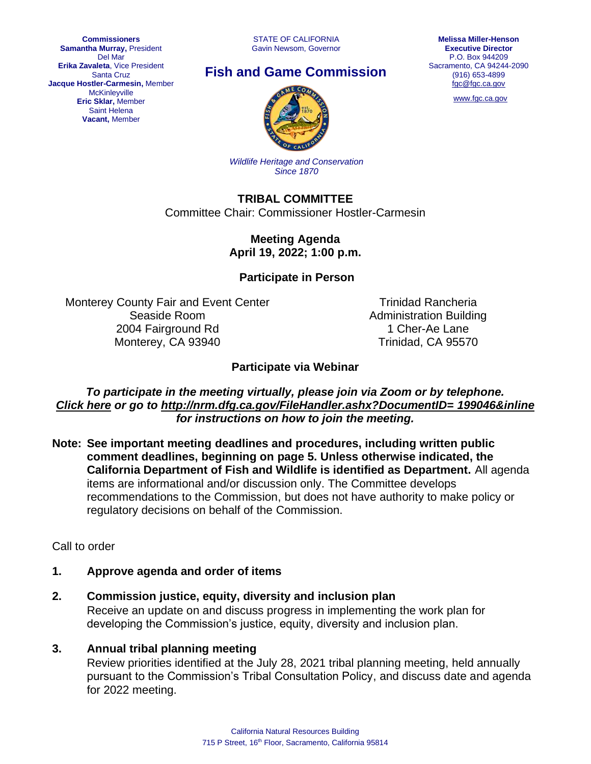**Commissioners**
**Samantha Murray,** President
Del Mar
**Erika Zavaleta**, Vice President
Santa Cruz
**Jacque Hostler-Carmesin,** Member
McKinleyville
**Eric Sklar,** Member
Saint Helena
**Vacant,** Member

STATE OF CALIFORNIA
Gavin Newsom, Governor

# Fish and Game Commission

*Wildlife Heritage and Conservation*
*Since 1870*

**Melissa Miller-Henson**
**Executive Director**
P.O. Box 944209
Sacramento, CA 94244-2090
(916) 653-4899
fgc@fgc.ca.gov

www.fgc.ca.gov

## TRIBAL COMMITTEE

Committee Chair: Commissioner Hostler-Carmesin

**Meeting Agenda**
**April 19, 2022; 1:00 p.m.**

**Participate in Person**

Monterey County Fair and Event Center
Seaside Room
2004 Fairground Rd
Monterey, CA 93940

Trinidad Rancheria
Administration Building
1 Cher-Ae Lane
Trinidad, CA 95570

**Participate via Webinar**

***To participate in the meeting virtually, please join via Zoom or by telephone. Click here or go to http://nrm.dfg.ca.gov/FileHandler.ashx?DocumentID= 199046&inline for instructions on how to join the meeting.***

**Note: See important meeting deadlines and procedures, including written public comment deadlines, beginning on page 5. Unless otherwise indicated, the California Department of Fish and Wildlife is identified as Department.** All agenda items are informational and/or discussion only. The Committee develops recommendations to the Commission, but does not have authority to make policy or regulatory decisions on behalf of the Commission.

Call to order

**1. Approve agenda and order of items**

**2. Commission justice, equity, diversity and inclusion plan**
Receive an update on and discuss progress in implementing the work plan for developing the Commission's justice, equity, diversity and inclusion plan.

**3. Annual tribal planning meeting**
Review priorities identified at the July 28, 2021 tribal planning meeting, held annually pursuant to the Commission's Tribal Consultation Policy, and discuss date and agenda for 2022 meeting.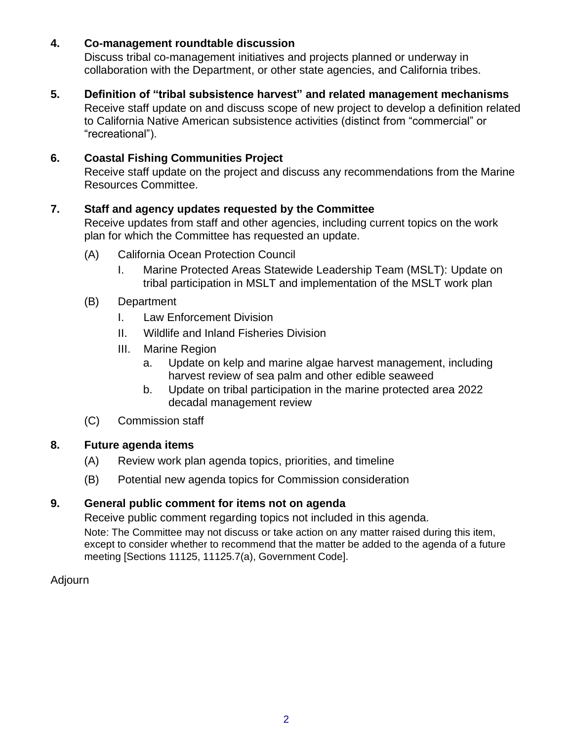**4. Co-management roundtable discussion**

Discuss tribal co-management initiatives and projects planned or underway in collaboration with the Department, or other state agencies, and California tribes.

**5. Definition of "tribal subsistence harvest" and related management mechanisms**

Receive staff update on and discuss scope of new project to develop a definition related to California Native American subsistence activities (distinct from "commercial" or "recreational").

**6. Coastal Fishing Communities Project**

Receive staff update on the project and discuss any recommendations from the Marine Resources Committee.

**7. Staff and agency updates requested by the Committee**

Receive updates from staff and other agencies, including current topics on the work plan for which the Committee has requested an update.

- (A) California Ocean Protection Council
  - I. Marine Protected Areas Statewide Leadership Team (MSLT): Update on tribal participation in MSLT and implementation of the MSLT work plan
- (B) Department
  - I. Law Enforcement Division
  - II. Wildlife and Inland Fisheries Division
  - III. Marine Region
    - a. Update on kelp and marine algae harvest management, including harvest review of sea palm and other edible seaweed
    - b. Update on tribal participation in the marine protected area 2022 decadal management review
- (C) Commission staff

**8. Future agenda items**

- (A) Review work plan agenda topics, priorities, and timeline
- (B) Potential new agenda topics for Commission consideration

**9. General public comment for items not on agenda**

Receive public comment regarding topics not included in this agenda.

Note: The Committee may not discuss or take action on any matter raised during this item, except to consider whether to recommend that the matter be added to the agenda of a future meeting [Sections 11125, 11125.7(a), Government Code].

Adjourn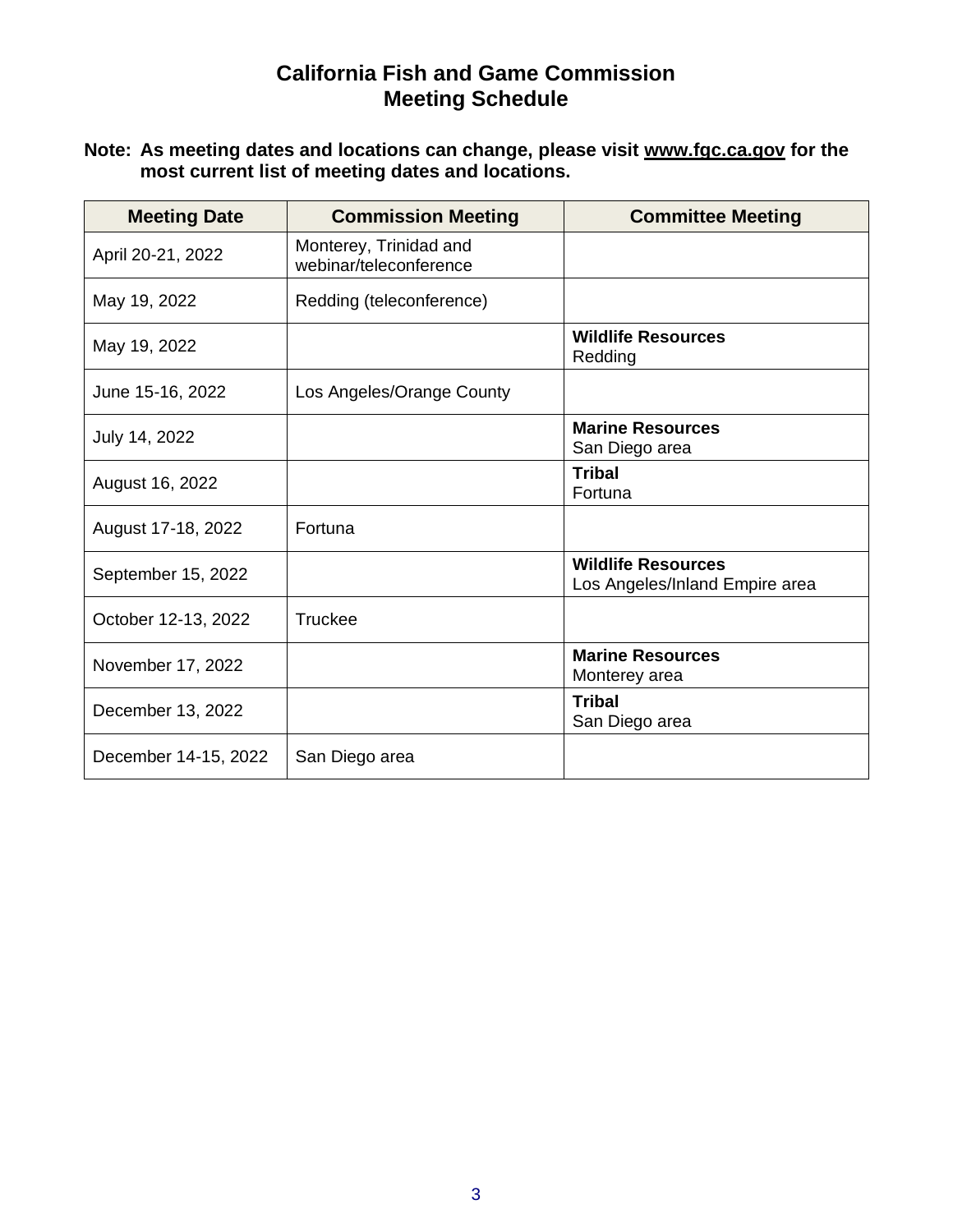# California Fish and Game Commission
# Meeting Schedule

**Note: As meeting dates and locations can change, please visit www.fgc.ca.gov for the most current list of meeting dates and locations.**

| Meeting Date | Commission Meeting | Committee Meeting |
|---|---|---|
| April 20-21, 2022 | Monterey, Trinidad and webinar/teleconference | |
| May 19, 2022 | Redding (teleconference) | |
| May 19, 2022 | | **Wildlife Resources** Redding |
| June 15-16, 2022 | Los Angeles/Orange County | |
| July 14, 2022 | | **Marine Resources** San Diego area |
| August 16, 2022 | | **Tribal** Fortuna |
| August 17-18, 2022 | Fortuna | |
| September 15, 2022 | | **Wildlife Resources** Los Angeles/Inland Empire area |
| October 12-13, 2022 | Truckee | |
| November 17, 2022 | | **Marine Resources** Monterey area |
| December 13, 2022 | | **Tribal** San Diego area |
| December 14-15, 2022 | San Diego area | |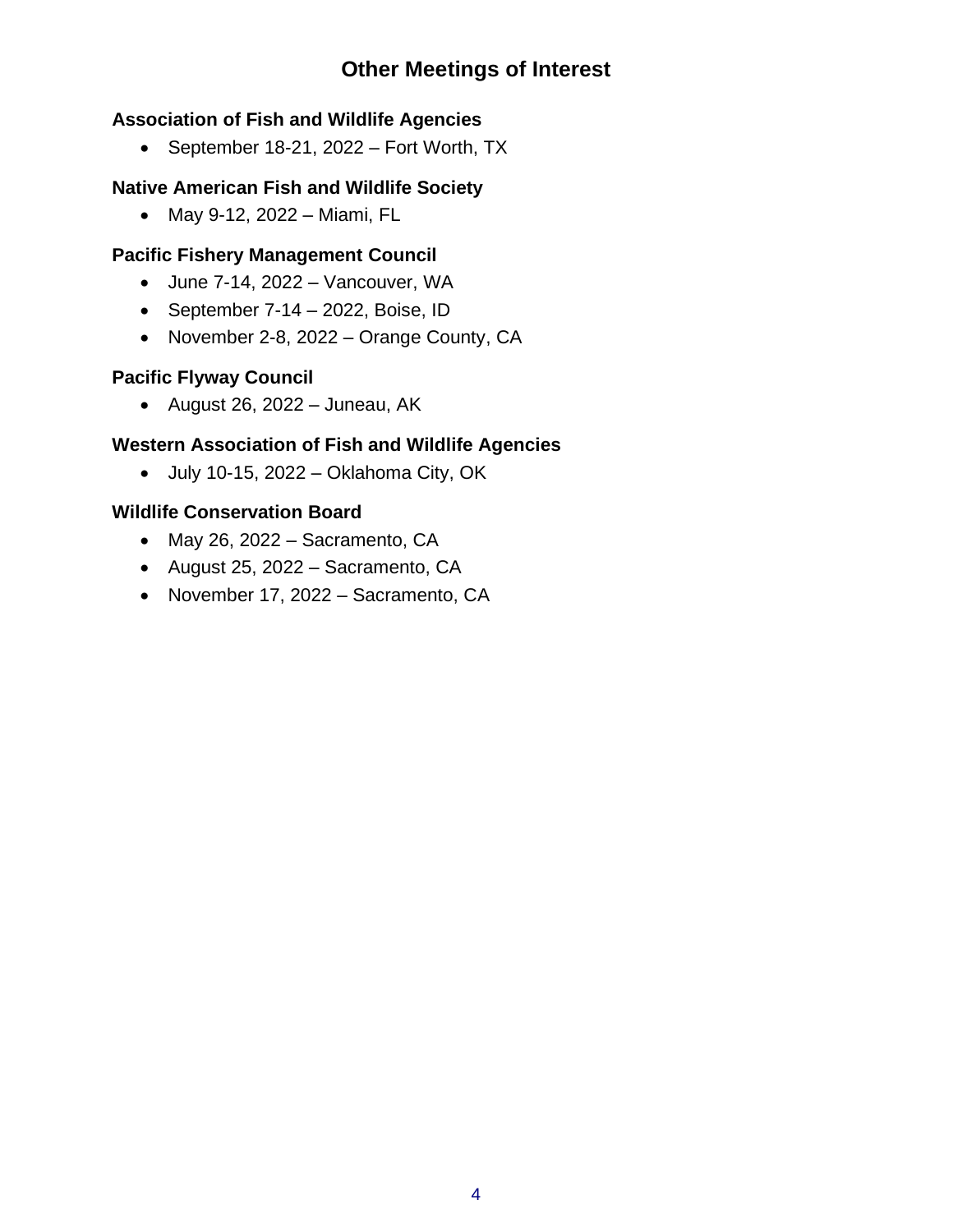# Other Meetings of Interest

**Association of Fish and Wildlife Agencies**

- September 18-21, 2022 – Fort Worth, TX

**Native American Fish and Wildlife Society**

- May 9-12, 2022 – Miami, FL

**Pacific Fishery Management Council**

- June 7-14, 2022 – Vancouver, WA
- September 7-14 – 2022, Boise, ID
- November 2-8, 2022 – Orange County, CA

**Pacific Flyway Council**

- August 26, 2022 – Juneau, AK

**Western Association of Fish and Wildlife Agencies**

- July 10-15, 2022 – Oklahoma City, OK

**Wildlife Conservation Board**

- May 26, 2022 – Sacramento, CA
- August 25, 2022 – Sacramento, CA
- November 17, 2022 – Sacramento, CA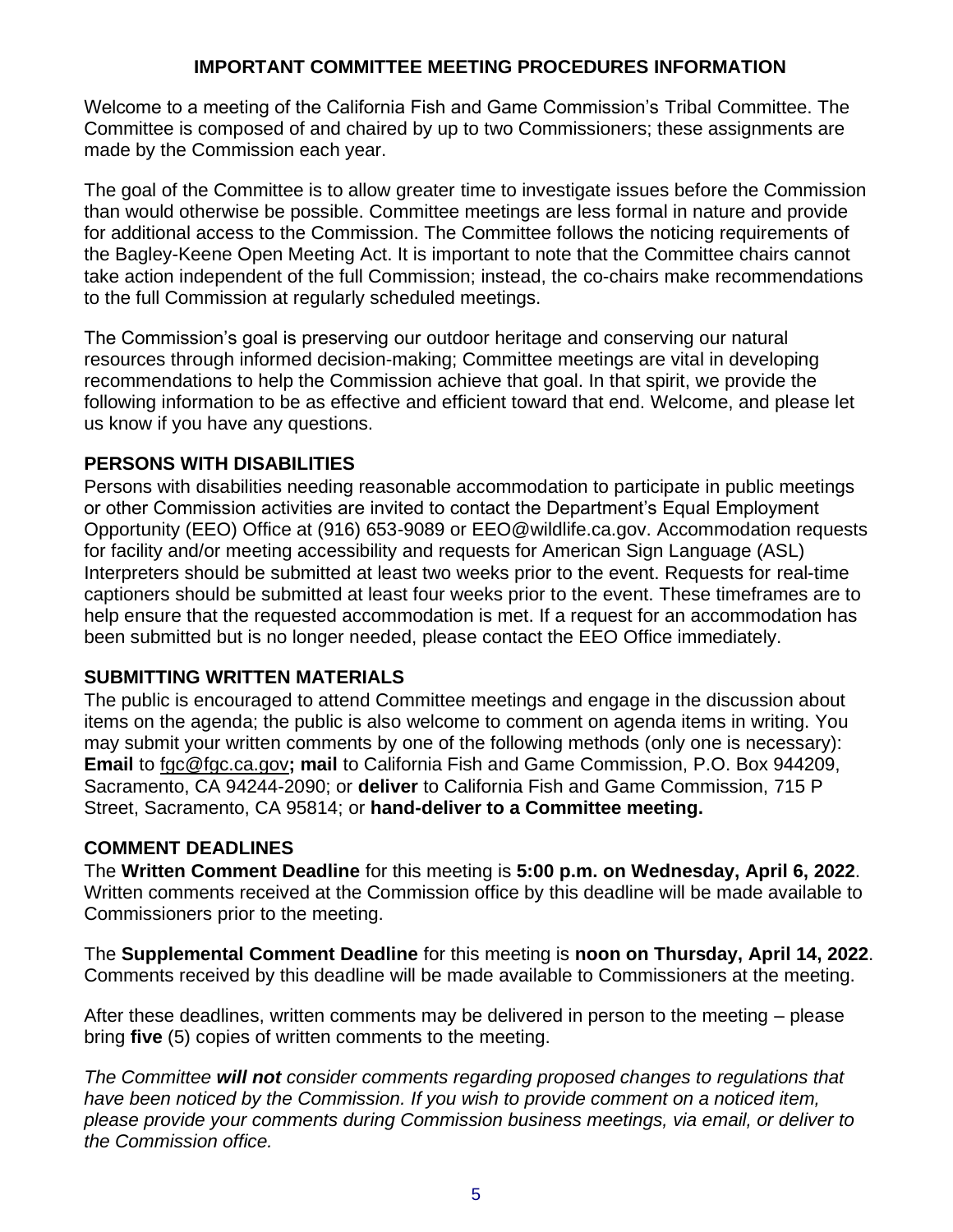## IMPORTANT COMMITTEE MEETING PROCEDURES INFORMATION

Welcome to a meeting of the California Fish and Game Commission's Tribal Committee. The Committee is composed of and chaired by up to two Commissioners; these assignments are made by the Commission each year.

The goal of the Committee is to allow greater time to investigate issues before the Commission than would otherwise be possible. Committee meetings are less formal in nature and provide for additional access to the Commission. The Committee follows the noticing requirements of the Bagley-Keene Open Meeting Act. It is important to note that the Committee chairs cannot take action independent of the full Commission; instead, the co-chairs make recommendations to the full Commission at regularly scheduled meetings.

The Commission's goal is preserving our outdoor heritage and conserving our natural resources through informed decision-making; Committee meetings are vital in developing recommendations to help the Commission achieve that goal. In that spirit, we provide the following information to be as effective and efficient toward that end. Welcome, and please let us know if you have any questions.

### PERSONS WITH DISABILITIES

Persons with disabilities needing reasonable accommodation to participate in public meetings or other Commission activities are invited to contact the Department's Equal Employment Opportunity (EEO) Office at (916) 653-9089 or EEO@wildlife.ca.gov. Accommodation requests for facility and/or meeting accessibility and requests for American Sign Language (ASL) Interpreters should be submitted at least two weeks prior to the event. Requests for real-time captioners should be submitted at least four weeks prior to the event. These timeframes are to help ensure that the requested accommodation is met. If a request for an accommodation has been submitted but is no longer needed, please contact the EEO Office immediately.

### SUBMITTING WRITTEN MATERIALS

The public is encouraged to attend Committee meetings and engage in the discussion about items on the agenda; the public is also welcome to comment on agenda items in writing. You may submit your written comments by one of the following methods (only one is necessary): **Email** to fgc@fgc.ca.gov**; mail** to California Fish and Game Commission, P.O. Box 944209, Sacramento, CA 94244-2090; or **deliver** to California Fish and Game Commission, 715 P Street, Sacramento, CA 95814; or **hand-deliver to a Committee meeting.**

### COMMENT DEADLINES

The **Written Comment Deadline** for this meeting is **5:00 p.m. on Wednesday, April 6, 2022**. Written comments received at the Commission office by this deadline will be made available to Commissioners prior to the meeting.

The **Supplemental Comment Deadline** for this meeting is **noon on Thursday, April 14, 2022**. Comments received by this deadline will be made available to Commissioners at the meeting.

After these deadlines, written comments may be delivered in person to the meeting – please bring **five** (5) copies of written comments to the meeting.

*The Committee **will not** consider comments regarding proposed changes to regulations that have been noticed by the Commission. If you wish to provide comment on a noticed item, please provide your comments during Commission business meetings, via email, or deliver to the Commission office.*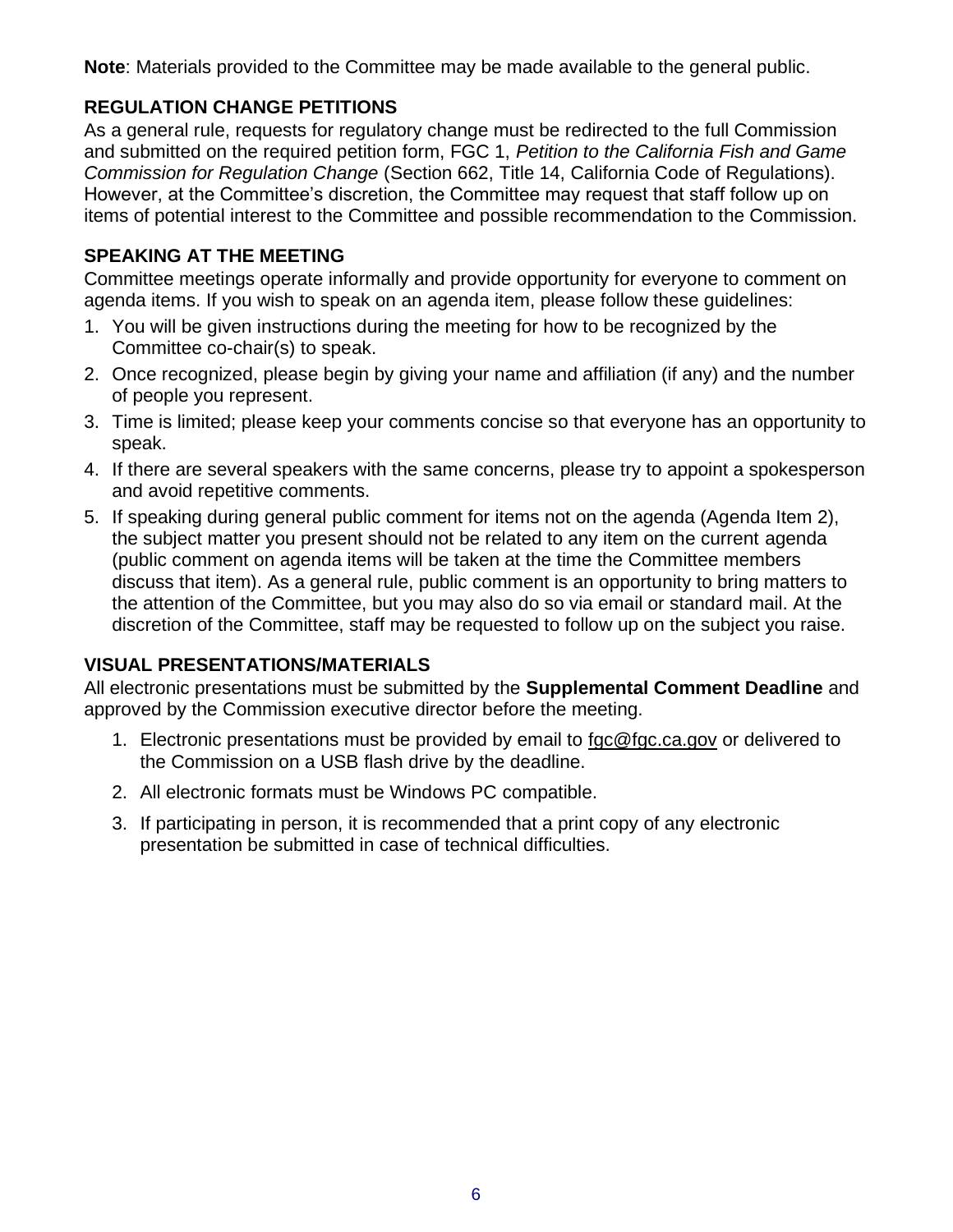**Note**: Materials provided to the Committee may be made available to the general public.

## REGULATION CHANGE PETITIONS

As a general rule, requests for regulatory change must be redirected to the full Commission and submitted on the required petition form, FGC 1, *Petition to the California Fish and Game Commission for Regulation Change* (Section 662, Title 14, California Code of Regulations). However, at the Committee's discretion, the Committee may request that staff follow up on items of potential interest to the Committee and possible recommendation to the Commission.

## SPEAKING AT THE MEETING

Committee meetings operate informally and provide opportunity for everyone to comment on agenda items. If you wish to speak on an agenda item, please follow these guidelines:

1. You will be given instructions during the meeting for how to be recognized by the Committee co-chair(s) to speak.
2. Once recognized, please begin by giving your name and affiliation (if any) and the number of people you represent.
3. Time is limited; please keep your comments concise so that everyone has an opportunity to speak.
4. If there are several speakers with the same concerns, please try to appoint a spokesperson and avoid repetitive comments.
5. If speaking during general public comment for items not on the agenda (Agenda Item 2), the subject matter you present should not be related to any item on the current agenda (public comment on agenda items will be taken at the time the Committee members discuss that item). As a general rule, public comment is an opportunity to bring matters to the attention of the Committee, but you may also do so via email or standard mail. At the discretion of the Committee, staff may be requested to follow up on the subject you raise.

## VISUAL PRESENTATIONS/MATERIALS

All electronic presentations must be submitted by the **Supplemental Comment Deadline** and approved by the Commission executive director before the meeting.

1. Electronic presentations must be provided by email to fgc@fgc.ca.gov or delivered to the Commission on a USB flash drive by the deadline.
2. All electronic formats must be Windows PC compatible.
3. If participating in person, it is recommended that a print copy of any electronic presentation be submitted in case of technical difficulties.